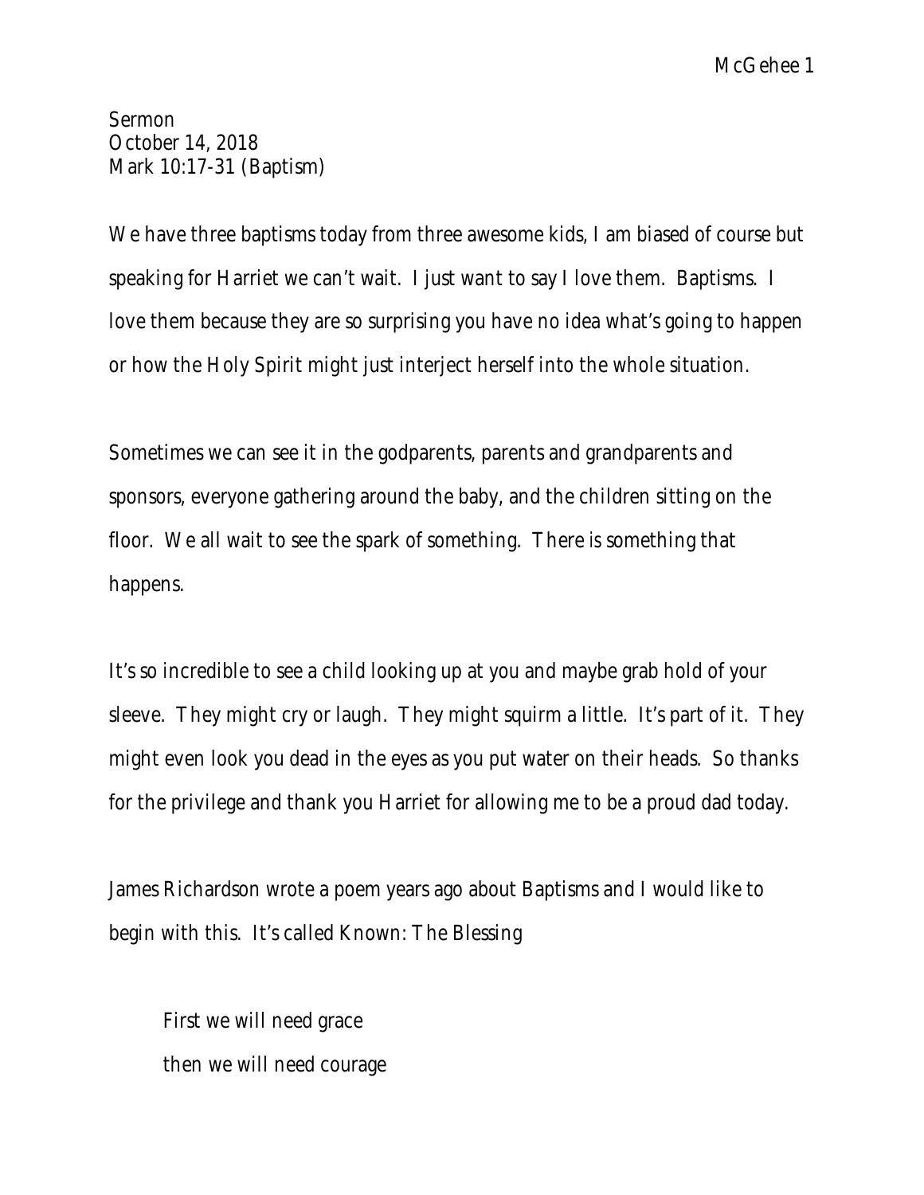Sermon
October 14, 2018
Mark 10:17-31 (Baptism)

We have three baptisms today from three awesome kids, I am biased of course but speaking for Harriet we can't wait. I just want to say I love them. Baptisms. I love them because they are so surprising you have no idea what's going to happen or how the Holy Spirit might just interject herself into the whole situation.

Sometimes we can see it in the godparents, parents and grandparents and sponsors, everyone gathering around the baby, and the children sitting on the floor. We all wait to see the spark of something. There is something that happens.

It's so incredible to see a child looking up at you and maybe grab hold of your sleeve. They might cry or laugh. They might squirm a little. It's part of it. They might even look you dead in the eyes as you put water on their heads. So thanks for the privilege and thank you Harriet for allowing me to be a proud dad today.

James Richardson wrote a poem years ago about Baptisms and I would like to begin with this. It's called Known: The Blessing

> First we will need grace
>
> then we will need courage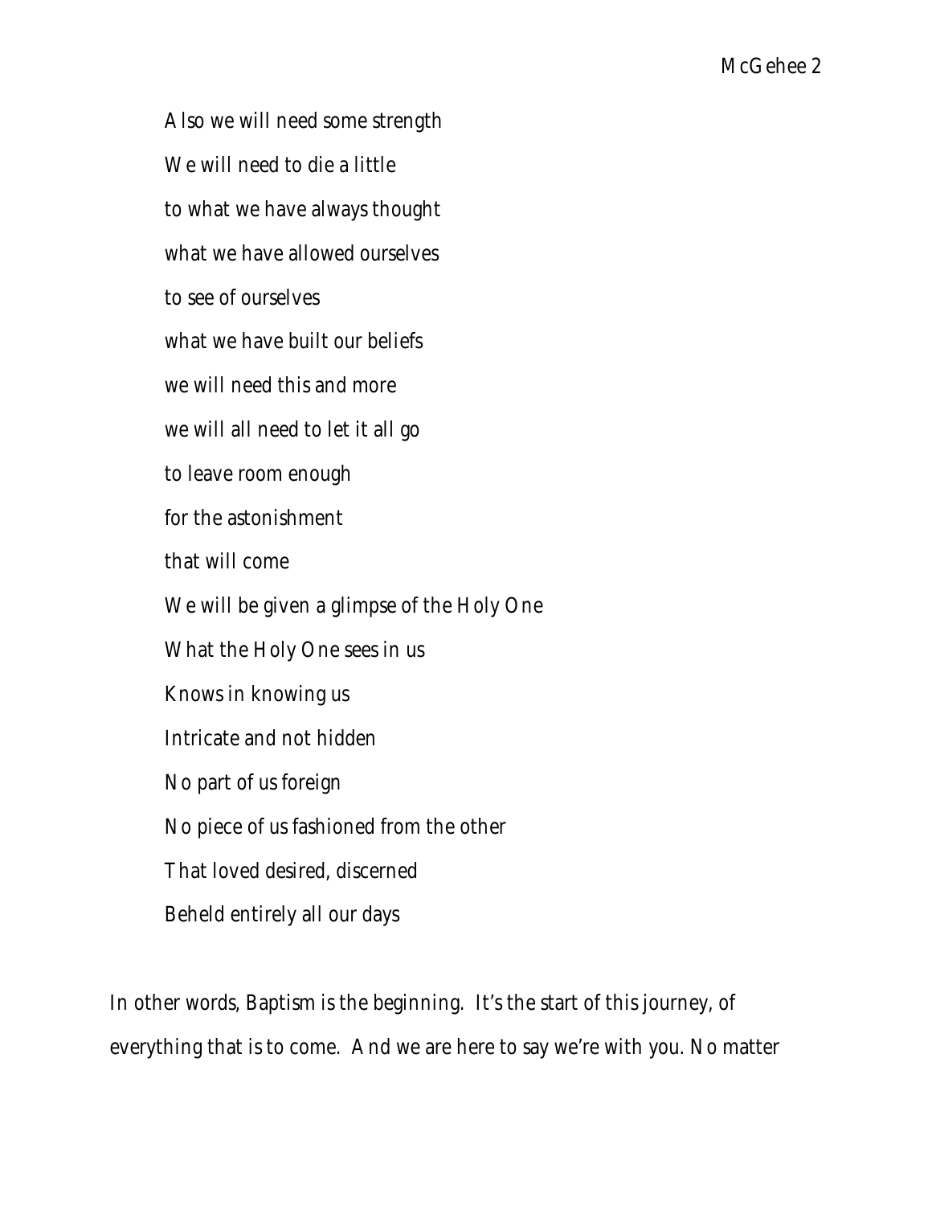Also we will need some strength  
We will need to die a little  
to what we have always thought  
what we have allowed ourselves  
to see of ourselves  
what we have built our beliefs  
we will need this and more  
we will all need to let it all go  
to leave room enough  
for the astonishment  
that will come  
We will be given a glimpse of the Holy One  
What the Holy One sees in us  
Knows in knowing us  
Intricate and not hidden  
No part of us foreign  
No piece of us fashioned from the other  
That loved desired, discerned  
Beheld entirely all our days

In other words, Baptism is the beginning. It's the start of this journey, of everything that is to come. And we are here to say we're with you. No matter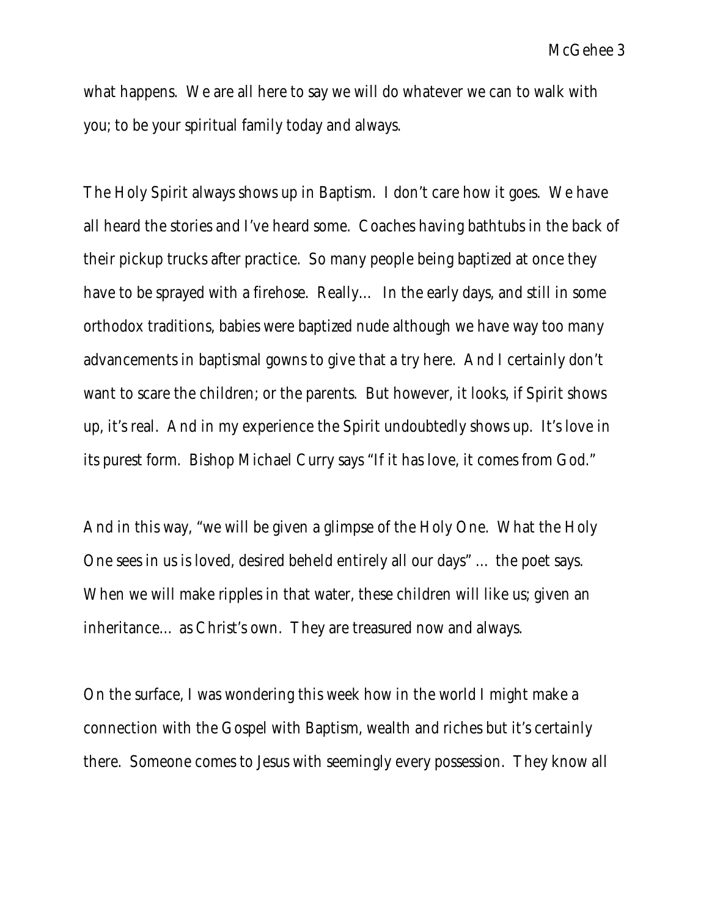what happens. We are all here to say we will do whatever we can to walk with you; to be your spiritual family today and always.

The Holy Spirit always shows up in Baptism. I don't care how it goes. We have all heard the stories and I've heard some. Coaches having bathtubs in the back of their pickup trucks after practice. So many people being baptized at once they have to be sprayed with a firehose. Really… In the early days, and still in some orthodox traditions, babies were baptized nude although we have way too many advancements in baptismal gowns to give that a try here. And I certainly don't want to scare the children; or the parents. But however, it looks, if Spirit shows up, it's real. And in my experience the Spirit undoubtedly shows up. It's love in its purest form. Bishop Michael Curry says "If it has love, it comes from God."

And in this way, "we will be given a glimpse of the Holy One. What the Holy One sees in us is loved, desired beheld entirely all our days" … the poet says. When we will make ripples in that water, these children will like us; given an inheritance… as Christ's own. They are treasured now and always.

On the surface, I was wondering this week how in the world I might make a connection with the Gospel with Baptism, wealth and riches but it's certainly there. Someone comes to Jesus with seemingly every possession. They know all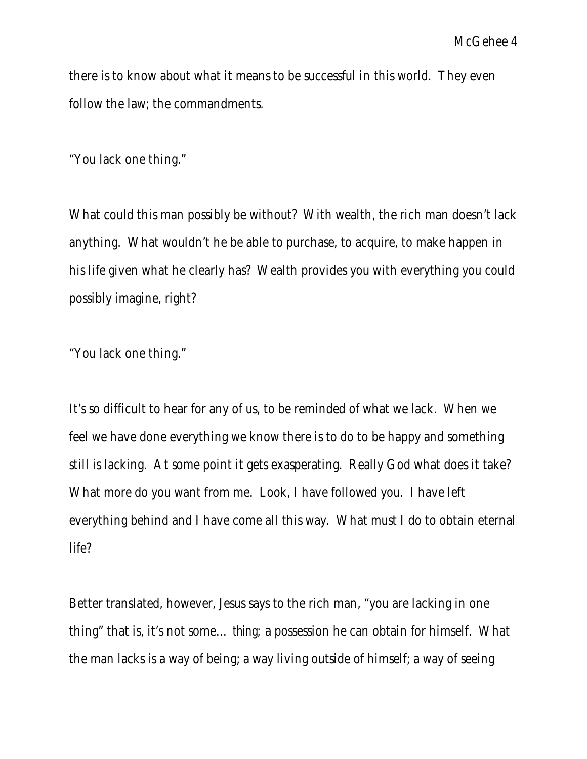there is to know about what it means to be successful in this world. They even follow the law; the commandments.

"You lack one thing."

What could this man possibly be without? With wealth, the rich man doesn't lack anything. What wouldn't he be able to purchase, to acquire, to make happen in his life given what he clearly has? Wealth provides you with everything you could possibly imagine, right?

"You lack one thing."

It's so difficult to hear for any of us, to be reminded of what we lack. When we feel we have done everything we know there is to do to be happy and something still is lacking. At some point it gets exasperating. Really God what does it take? What more do you want from me. Look, I have followed you. I have left everything behind and I have come all this way. What must I do to obtain eternal life?

Better translated, however, Jesus says to the rich man, "you are lacking in one thing" that is, it's not some… thing; a possession he can obtain for himself. What the man lacks is a way of being; a way living outside of himself; a way of seeing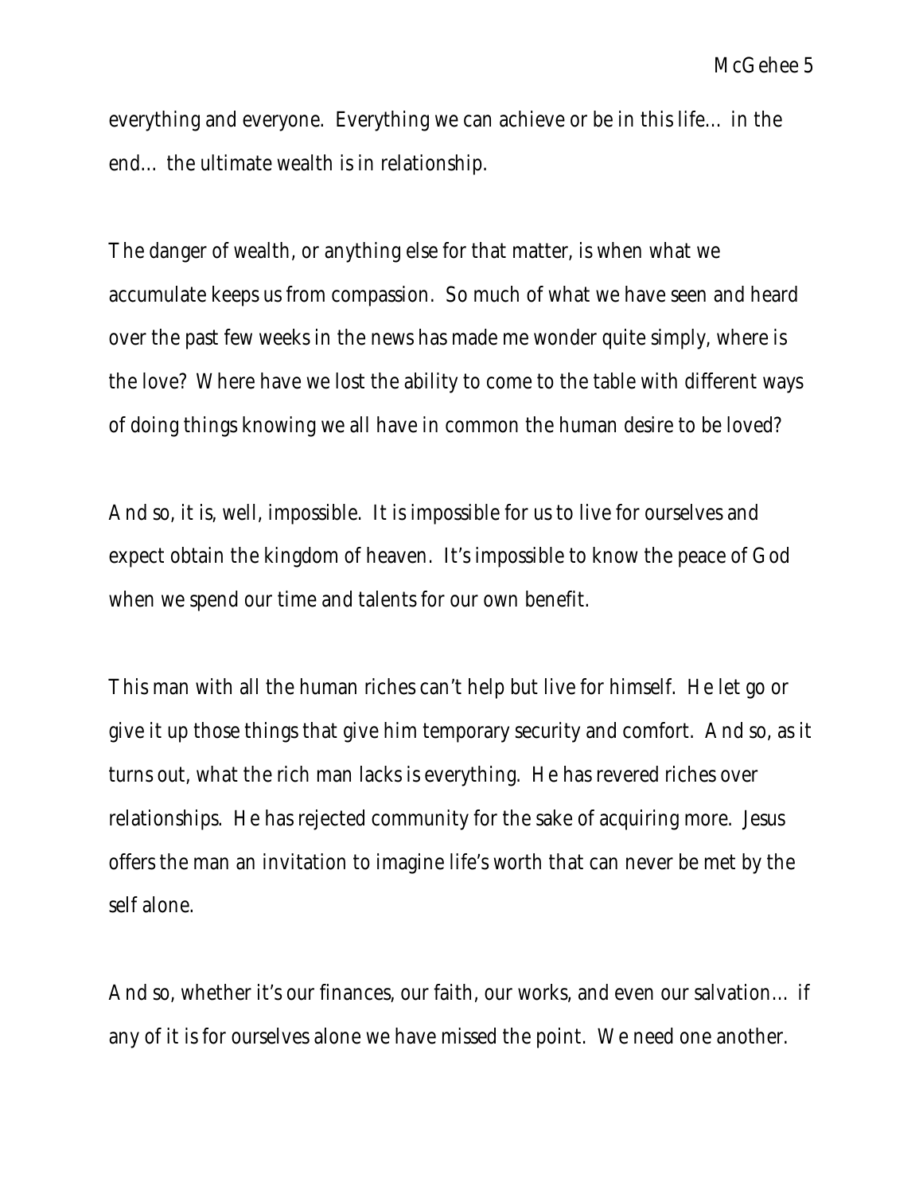everything and everyone. Everything we can achieve or be in this life… in the end… the ultimate wealth is in relationship.

The danger of wealth, or anything else for that matter, is when what we accumulate keeps us from compassion. So much of what we have seen and heard over the past few weeks in the news has made me wonder quite simply, where is the love? Where have we lost the ability to come to the table with different ways of doing things knowing we all have in common the human desire to be loved?

And so, it is, well, impossible. It is impossible for us to live for ourselves and expect obtain the kingdom of heaven. It's impossible to know the peace of God when we spend our time and talents for our own benefit.

This man with all the human riches can't help but live for himself. He let go or give it up those things that give him temporary security and comfort. And so, as it turns out, what the rich man lacks is everything. He has revered riches over relationships. He has rejected community for the sake of acquiring more. Jesus offers the man an invitation to imagine life's worth that can never be met by the self alone.

And so, whether it's our finances, our faith, our works, and even our salvation… if any of it is for ourselves alone we have missed the point. We need one another.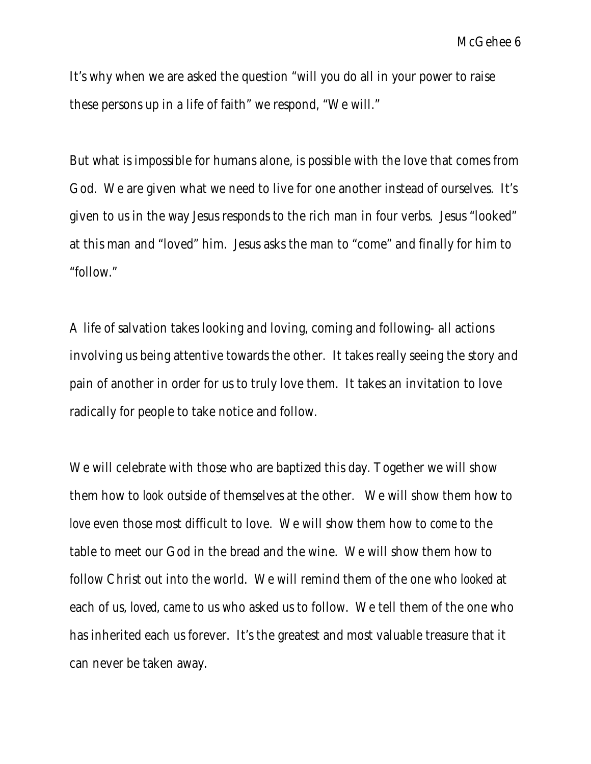It's why when we are asked the question "will you do all in your power to raise these persons up in a life of faith" we respond, "We will."

But what is impossible for humans alone, is possible with the love that comes from God. We are given what we need to live for one another instead of ourselves. It's given to us in the way Jesus responds to the rich man in four verbs. Jesus "looked" at this man and "loved" him. Jesus asks the man to "come" and finally for him to "follow."

A life of salvation takes looking and loving, coming and following- all actions involving us being attentive towards the other. It takes really seeing the story and pain of another in order for us to truly love them. It takes an invitation to love radically for people to take notice and follow.

We will celebrate with those who are baptized this day. Together we will show them how to *look* outside of themselves at the other. We will show them how to *love* even those most difficult to love. We will show them how to *come* to the table to meet our God in the bread and the wine. We will show them how to follow Christ out into the world. We will remind them of the one who *looked* at each of us, *loved*, *came* to us who asked us to follow. We tell them of the one who has inherited each us forever. It's the greatest and most valuable treasure that it can never be taken away.